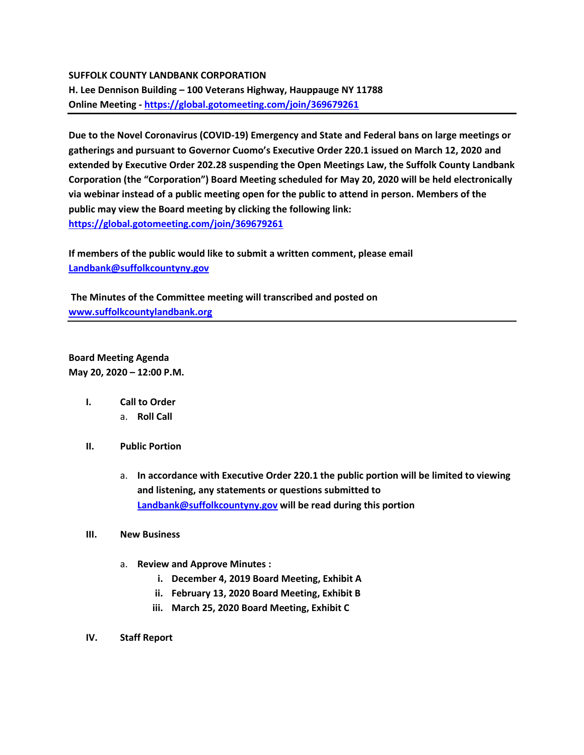**SUFFOLK COUNTY LANDBANK CORPORATION**
**H. Lee Dennison Building – 100 Veterans Highway, Hauppauge NY 11788**
**Online Meeting - [https://global.gotomeeting.com/join/369679261](https://global.gotomeeting.com/join/369679261)**

---

**Due to the Novel Coronavirus (COVID-19) Emergency and State and Federal bans on large meetings or gatherings and pursuant to Governor Cuomo's Executive Order 220.1 issued on March 12, 2020 and extended by Executive Order 202.28 suspending the Open Meetings Law, the Suffolk County Landbank Corporation (the "Corporation") Board Meeting scheduled for May 20, 2020 will be held electronically via webinar instead of a public meeting open for the public to attend in person. Members of the public may view the Board meeting by clicking the following link: [https://global.gotomeeting.com/join/369679261](https://global.gotomeeting.com/join/369679261)**

**If members of the public would like to submit a written comment, please email [Landbank@suffolkcountyny.gov](mailto:Landbank@suffolkcountyny.gov)**

**The Minutes of the Committee meeting will transcribed and posted on [www.suffolkcountylandbank.org](http://www.suffolkcountylandbank.org)**

---

**Board Meeting Agenda**
**May 20, 2020 – 12:00 P.M.**

- **I. Call to Order**
  - a. **Roll Call**

- **II. Public Portion**
  - a. **In accordance with Executive Order 220.1 the public portion will be limited to viewing and listening, any statements or questions submitted to [Landbank@suffolkcountyny.gov](mailto:Landbank@suffolkcountyny.gov) will be read during this portion**

- **III. New Business**
  - a. **Review and Approve Minutes :**
    - i. **December 4, 2019 Board Meeting, Exhibit A**
    - ii. **February 13, 2020 Board Meeting, Exhibit B**
    - iii. **March 25, 2020 Board Meeting, Exhibit C**

- **IV. Staff Report**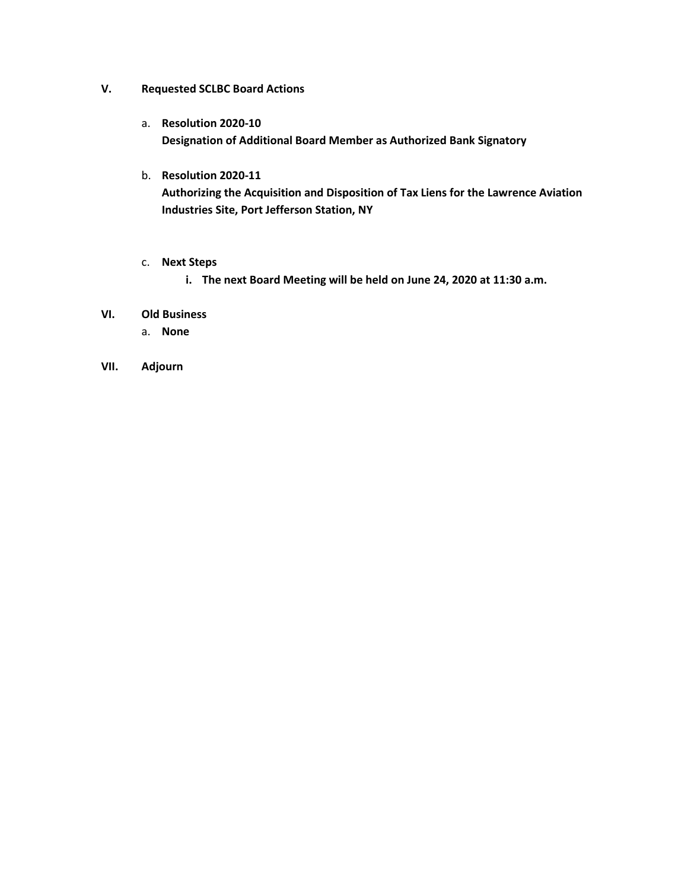**V. Requested SCLBC Board Actions**

a. **Resolution 2020-10**
   **Designation of Additional Board Member as Authorized Bank Signatory**

b. **Resolution 2020-11**
   **Authorizing the Acquisition and Disposition of Tax Liens for the Lawrence Aviation Industries Site, Port Jefferson Station, NY**

c. **Next Steps**
   i. **The next Board Meeting will be held on June 24, 2020 at 11:30 a.m.**

**VI. Old Business**

a. **None**

**VII. Adjourn**